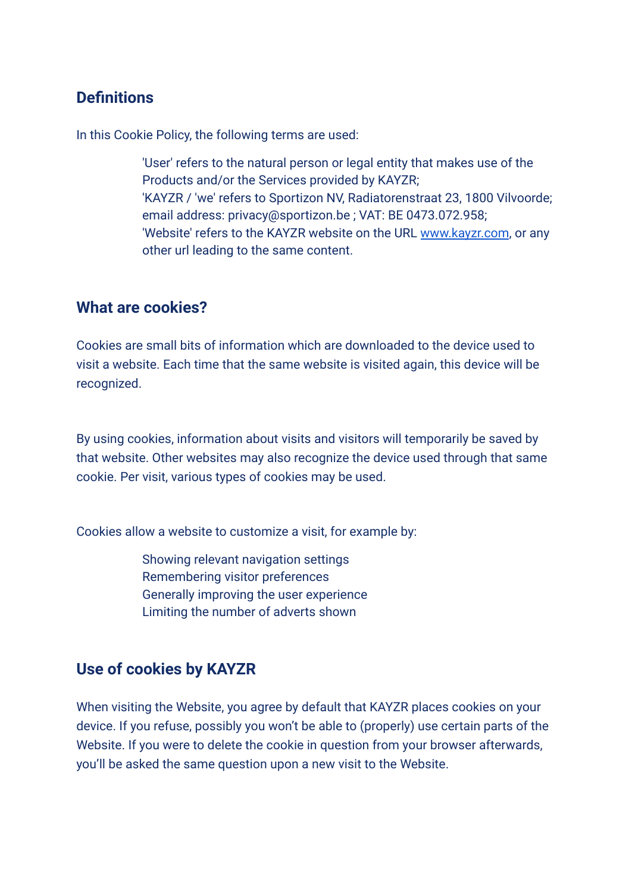## Definitions

In this Cookie Policy, the following terms are used:

> 'User' refers to the natural person or legal entity that makes use of the Products and/or the Services provided by KAYZR;
> 'KAYZR / 'we' refers to Sportizon NV, Radiatorenstraat 23, 1800 Vilvoorde; email address: privacy@sportizon.be ; VAT: BE 0473.072.958;
> 'Website' refers to the KAYZR website on the URL [www.kayzr.com](http://www.kayzr.com), or any other url leading to the same content.

## What are cookies?

Cookies are small bits of information which are downloaded to the device used to visit a website. Each time that the same website is visited again, this device will be recognized.

By using cookies, information about visits and visitors will temporarily be saved by that website. Other websites may also recognize the device used through that same cookie. Per visit, various types of cookies may be used.

Cookies allow a website to customize a visit, for example by:

- Showing relevant navigation settings
- Remembering visitor preferences
- Generally improving the user experience
- Limiting the number of adverts shown

## Use of cookies by KAYZR

When visiting the Website, you agree by default that KAYZR places cookies on your device. If you refuse, possibly you won't be able to (properly) use certain parts of the Website. If you were to delete the cookie in question from your browser afterwards, you'll be asked the same question upon a new visit to the Website.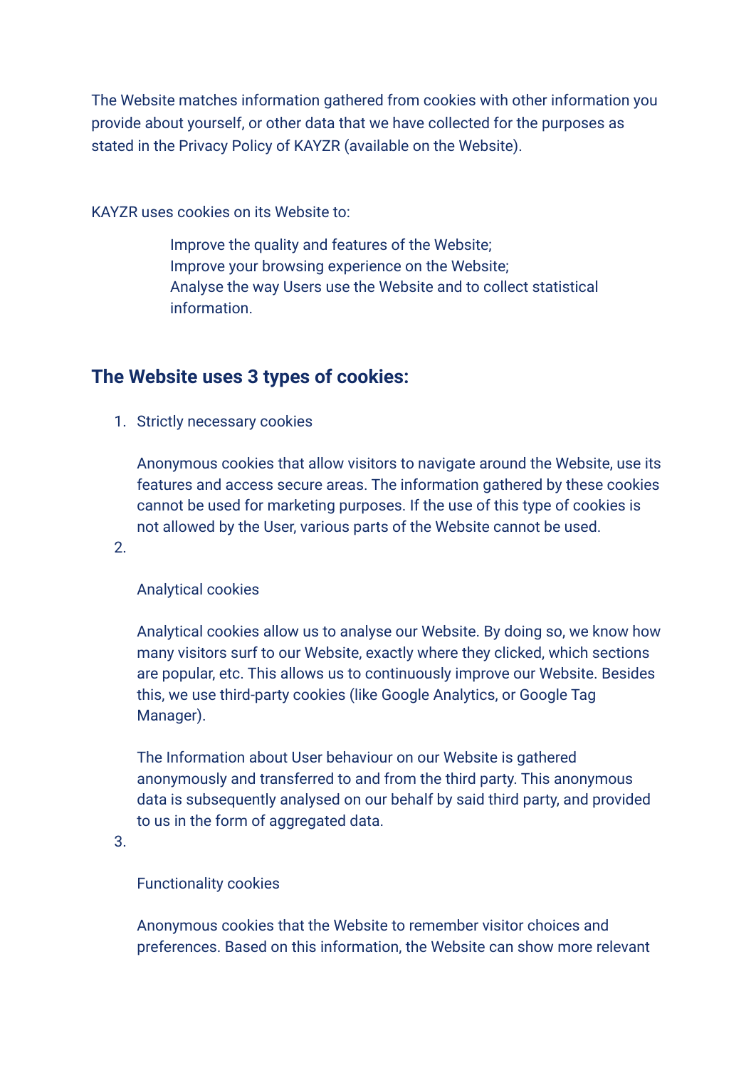The Website matches information gathered from cookies with other information you provide about yourself, or other data that we have collected for the purposes as stated in the Privacy Policy of KAYZR (available on the Website).

KAYZR uses cookies on its Website to:

- Improve the quality and features of the Website;
- Improve your browsing experience on the Website;
- Analyse the way Users use the Website and to collect statistical information.

## The Website uses 3 types of cookies:

1. Strictly necessary cookies

   Anonymous cookies that allow visitors to navigate around the Website, use its features and access secure areas. The information gathered by these cookies cannot be used for marketing purposes. If the use of this type of cookies is not allowed by the User, various parts of the Website cannot be used.

2. Analytical cookies

   Analytical cookies allow us to analyse our Website. By doing so, we know how many visitors surf to our Website, exactly where they clicked, which sections are popular, etc. This allows us to continuously improve our Website. Besides this, we use third-party cookies (like Google Analytics, or Google Tag Manager).

   The Information about User behaviour on our Website is gathered anonymously and transferred to and from the third party. This anonymous data is subsequently analysed on our behalf by said third party, and provided to us in the form of aggregated data.

3. Functionality cookies

   Anonymous cookies that the Website to remember visitor choices and preferences. Based on this information, the Website can show more relevant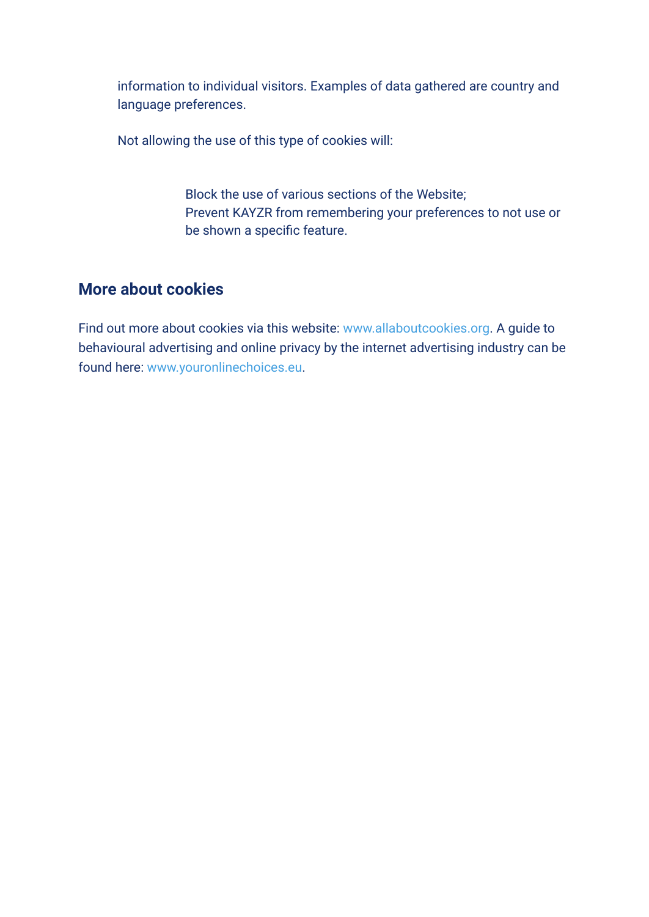information to individual visitors. Examples of data gathered are country and language preferences.

Not allowing the use of this type of cookies will:

- Block the use of various sections of the Website;
- Prevent KAYZR from remembering your preferences to not use or be shown a specific feature.

## More about cookies

Find out more about cookies via this website: www.allaboutcookies.org. A guide to behavioural advertising and online privacy by the internet advertising industry can be found here: www.youronlinechoices.eu.